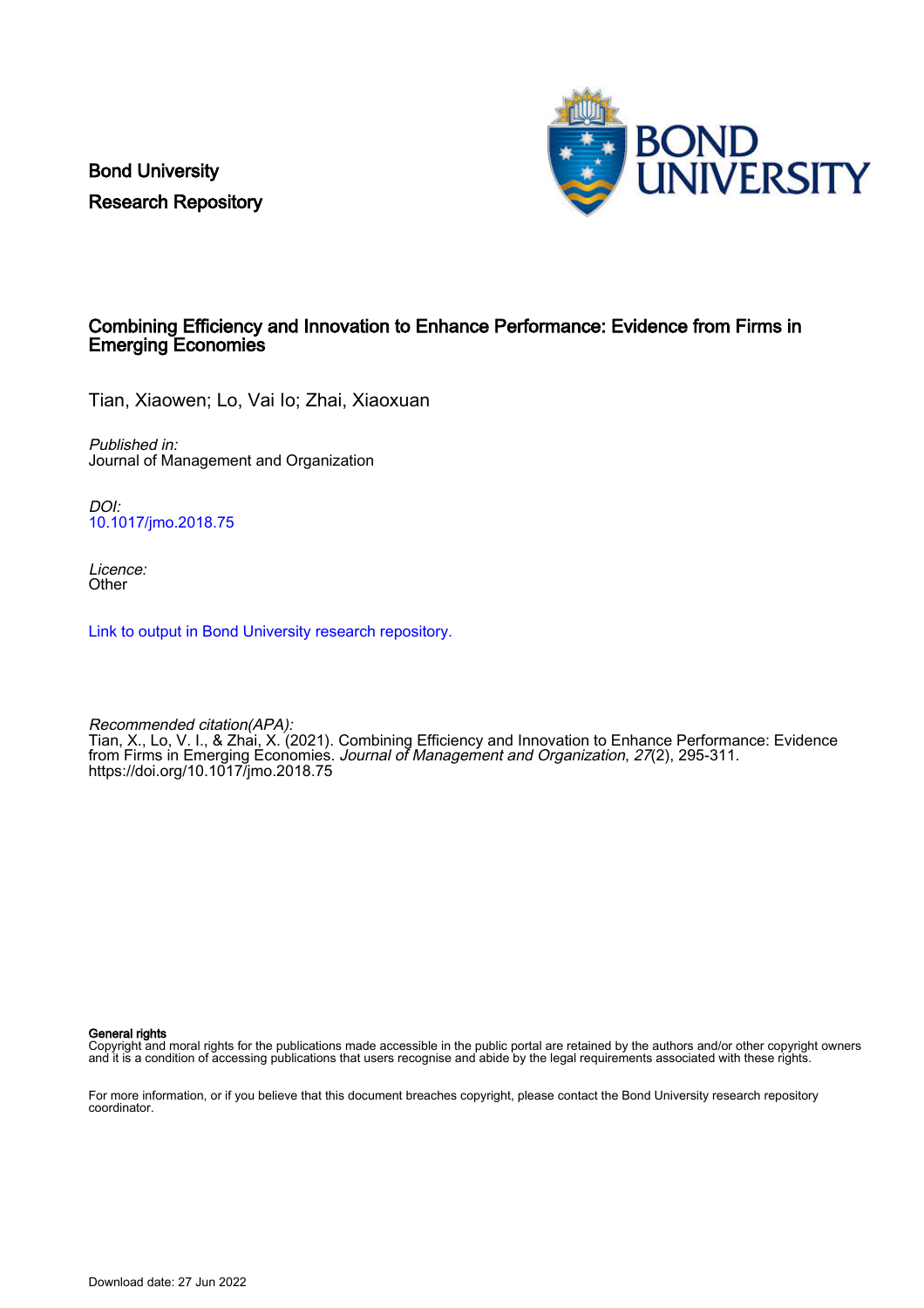Bond University
Research Repository

# Combining Efficiency and Innovation to Enhance Performance: Evidence from Firms in Emerging Economies

Tian, Xiaowen; Lo, Vai Io; Zhai, Xiaoxuan

*Published in:*
Journal of Management and Organization

*DOI:*
10.1017/jmo.2018.75

*Licence:*
Other

Link to output in Bond University research repository.

*Recommended citation(APA):*
Tian, X., Lo, V. I., & Zhai, X. (2021). Combining Efficiency and Innovation to Enhance Performance: Evidence from Firms in Emerging Economies. *Journal of Management and Organization*, *27*(2), 295-311. https://doi.org/10.1017/jmo.2018.75

**General rights**
Copyright and moral rights for the publications made accessible in the public portal are retained by the authors and/or other copyright owners and it is a condition of accessing publications that users recognise and abide by the legal requirements associated with these rights.

For more information, or if you believe that this document breaches copyright, please contact the Bond University research repository coordinator.

Download date: 27 Jun 2022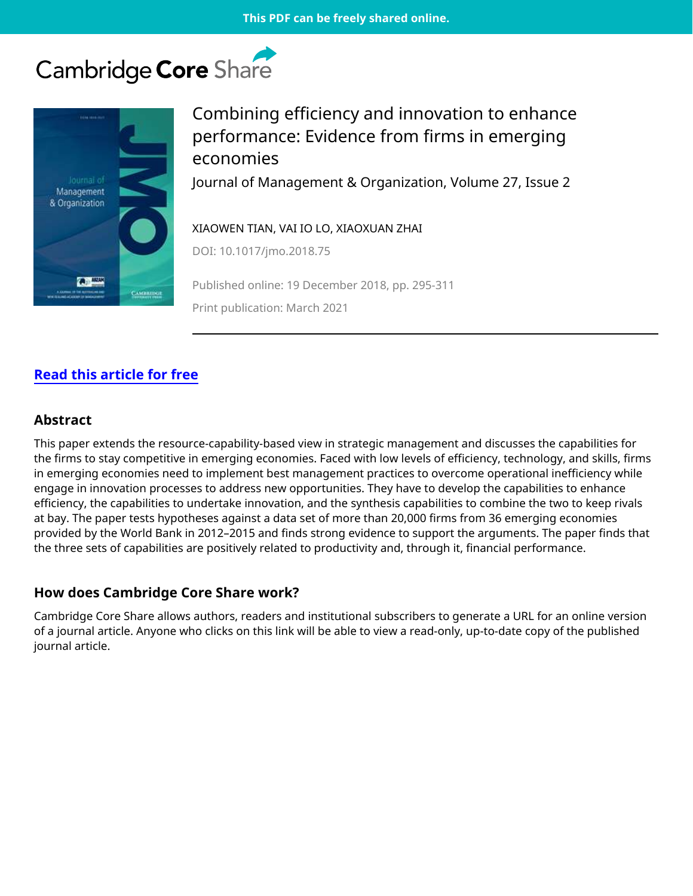This PDF can be freely shared online.

Cambridge Core Share

# Combining efficiency and innovation to enhance performance: Evidence from firms in emerging economies

Journal of Management & Organization, Volume 27, Issue 2

XIAOWEN TIAN, VAI IO LO, XIAOXUAN ZHAI

DOI: 10.1017/jmo.2018.75

Published online: 19 December 2018, pp. 295-311

Print publication: March 2021

**Read this article for free**

## Abstract

This paper extends the resource-capability-based view in strategic management and discusses the capabilities for the firms to stay competitive in emerging economies. Faced with low levels of efficiency, technology, and skills, firms in emerging economies need to implement best management practices to overcome operational inefficiency while engage in innovation processes to address new opportunities. They have to develop the capabilities to enhance efficiency, the capabilities to undertake innovation, and the synthesis capabilities to combine the two to keep rivals at bay. The paper tests hypotheses against a data set of more than 20,000 firms from 36 emerging economies provided by the World Bank in 2012–2015 and finds strong evidence to support the arguments. The paper finds that the three sets of capabilities are positively related to productivity and, through it, financial performance.

## How does Cambridge Core Share work?

Cambridge Core Share allows authors, readers and institutional subscribers to generate a URL for an online version of a journal article. Anyone who clicks on this link will be able to view a read-only, up-to-date copy of the published journal article.